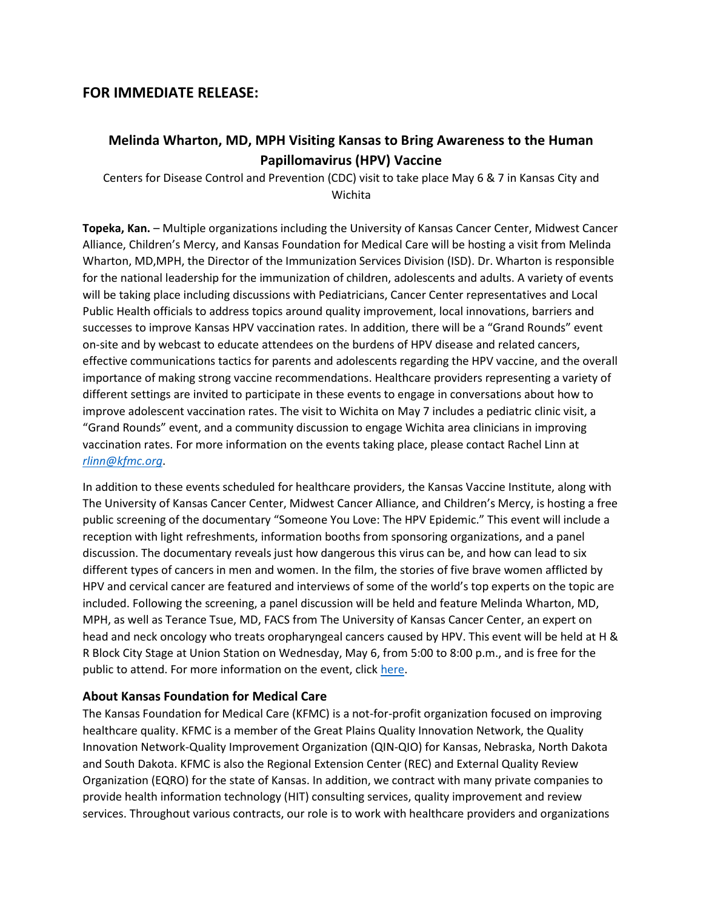## FOR IMMEDIATE RELEASE:

### Melinda Wharton, MD, MPH Visiting Kansas to Bring Awareness to the Human Papillomavirus (HPV) Vaccine

Centers for Disease Control and Prevention (CDC) visit to take place May 6 & 7 in Kansas City and Wichita

**Topeka, Kan.** – Multiple organizations including the University of Kansas Cancer Center, Midwest Cancer Alliance, Children's Mercy, and Kansas Foundation for Medical Care will be hosting a visit from Melinda Wharton, MD,MPH, the Director of the Immunization Services Division (ISD). Dr. Wharton is responsible for the national leadership for the immunization of children, adolescents and adults. A variety of events will be taking place including discussions with Pediatricians, Cancer Center representatives and Local Public Health officials to address topics around quality improvement, local innovations, barriers and successes to improve Kansas HPV vaccination rates. In addition, there will be a "Grand Rounds" event on-site and by webcast to educate attendees on the burdens of HPV disease and related cancers, effective communications tactics for parents and adolescents regarding the HPV vaccine, and the overall importance of making strong vaccine recommendations. Healthcare providers representing a variety of different settings are invited to participate in these events to engage in conversations about how to improve adolescent vaccination rates. The visit to Wichita on May 7 includes a pediatric clinic visit, a "Grand Rounds" event, and a community discussion to engage Wichita area clinicians in improving vaccination rates. For more information on the events taking place, please contact Rachel Linn at *rlinn@kfmc.org*.

In addition to these events scheduled for healthcare providers, the Kansas Vaccine Institute, along with The University of Kansas Cancer Center, Midwest Cancer Alliance, and Children's Mercy, is hosting a free public screening of the documentary "Someone You Love: The HPV Epidemic." This event will include a reception with light refreshments, information booths from sponsoring organizations, and a panel discussion. The documentary reveals just how dangerous this virus can be, and how can lead to six different types of cancers in men and women. In the film, the stories of five brave women afflicted by HPV and cervical cancer are featured and interviews of some of the world's top experts on the topic are included. Following the screening, a panel discussion will be held and feature Melinda Wharton, MD, MPH, as well as Terance Tsue, MD, FACS from The University of Kansas Cancer Center, an expert on head and neck oncology who treats oropharyngeal cancers caused by HPV. This event will be held at H & R Block City Stage at Union Station on Wednesday, May 6, from 5:00 to 8:00 p.m., and is free for the public to attend. For more information on the event, click here.

### About Kansas Foundation for Medical Care

The Kansas Foundation for Medical Care (KFMC) is a not-for-profit organization focused on improving healthcare quality. KFMC is a member of the Great Plains Quality Innovation Network, the Quality Innovation Network-Quality Improvement Organization (QIN-QIO) for Kansas, Nebraska, North Dakota and South Dakota. KFMC is also the Regional Extension Center (REC) and External Quality Review Organization (EQRO) for the state of Kansas. In addition, we contract with many private companies to provide health information technology (HIT) consulting services, quality improvement and review services. Throughout various contracts, our role is to work with healthcare providers and organizations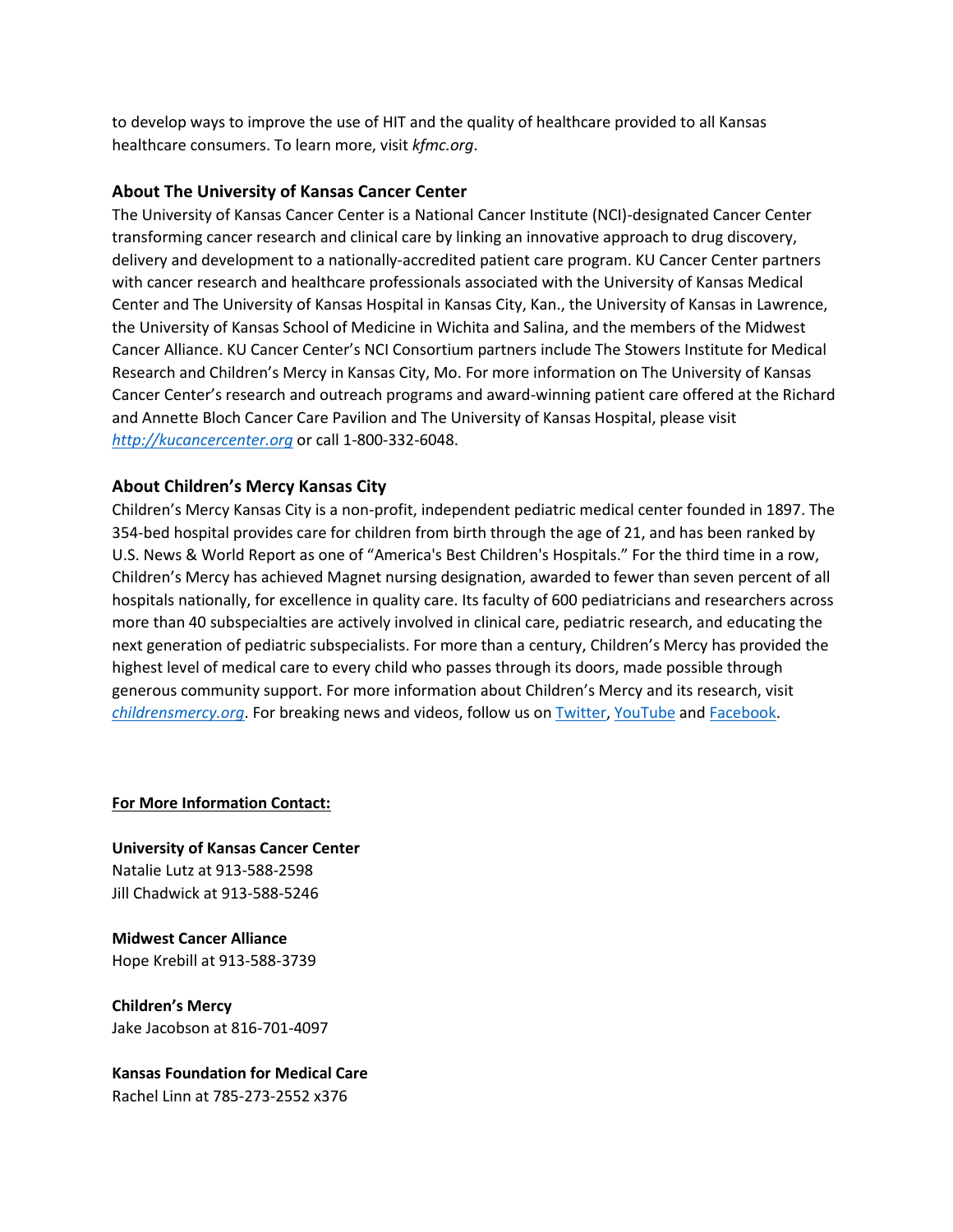to develop ways to improve the use of HIT and the quality of healthcare provided to all Kansas healthcare consumers. To learn more, visit *kfmc.org*.

### About The University of Kansas Cancer Center

The University of Kansas Cancer Center is a National Cancer Institute (NCI)-designated Cancer Center transforming cancer research and clinical care by linking an innovative approach to drug discovery, delivery and development to a nationally-accredited patient care program. KU Cancer Center partners with cancer research and healthcare professionals associated with the University of Kansas Medical Center and The University of Kansas Hospital in Kansas City, Kan., the University of Kansas in Lawrence, the University of Kansas School of Medicine in Wichita and Salina, and the members of the Midwest Cancer Alliance. KU Cancer Center's NCI Consortium partners include The Stowers Institute for Medical Research and Children's Mercy in Kansas City, Mo. For more information on The University of Kansas Cancer Center's research and outreach programs and award-winning patient care offered at the Richard and Annette Bloch Cancer Care Pavilion and The University of Kansas Hospital, please visit *http://kucancercenter.org* or call 1-800-332-6048.

### About Children's Mercy Kansas City

Children's Mercy Kansas City is a non-profit, independent pediatric medical center founded in 1897. The 354-bed hospital provides care for children from birth through the age of 21, and has been ranked by U.S. News & World Report as one of "America's Best Children's Hospitals." For the third time in a row, Children's Mercy has achieved Magnet nursing designation, awarded to fewer than seven percent of all hospitals nationally, for excellence in quality care. Its faculty of 600 pediatricians and researchers across more than 40 subspecialties are actively involved in clinical care, pediatric research, and educating the next generation of pediatric subspecialists. For more than a century, Children's Mercy has provided the highest level of medical care to every child who passes through its doors, made possible through generous community support. For more information about Children's Mercy and its research, visit *childrensmercy.org*. For breaking news and videos, follow us on Twitter, YouTube and Facebook.

**For More Information Contact:**

**University of Kansas Cancer Center**
Natalie Lutz at 913-588-2598
Jill Chadwick at 913-588-5246

**Midwest Cancer Alliance**
Hope Krebill at 913-588-3739

**Children's Mercy**
Jake Jacobson at 816-701-4097

**Kansas Foundation for Medical Care**
Rachel Linn at 785-273-2552 x376